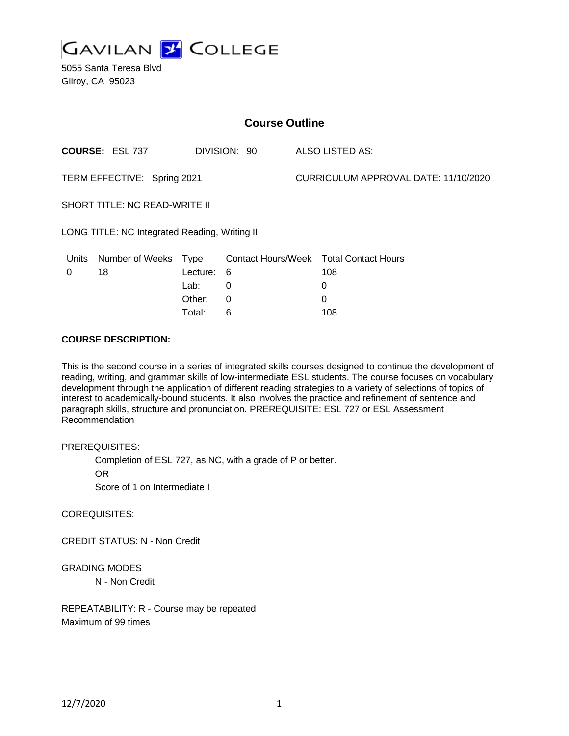# GAVILAN COLLEGE

5055 Santa Teresa Blvd
Gilroy, CA 95023

## Course Outline

**COURSE:** ESL 737 DIVISION: 90 ALSO LISTED AS:

TERM EFFECTIVE: Spring 2021 CURRICULUM APPROVAL DATE: 11/10/2020

SHORT TITLE: NC READ-WRITE II

LONG TITLE: NC Integrated Reading, Writing II

| Units | Number of Weeks | Type | Contact Hours/Week | Total Contact Hours |
|---|---|---|---|---|
| 0 | 18 | Lecture: | 6 | 108 |
| | | Lab: | 0 | 0 |
| | | Other: | 0 | 0 |
| | | Total: | 6 | 108 |

**COURSE DESCRIPTION:**

This is the second course in a series of integrated skills courses designed to continue the development of reading, writing, and grammar skills of low-intermediate ESL students. The course focuses on vocabulary development through the application of different reading strategies to a variety of selections of topics of interest to academically-bound students. It also involves the practice and refinement of sentence and paragraph skills, structure and pronunciation. PREREQUISITE: ESL 727 or ESL Assessment Recommendation

PREREQUISITES:

Completion of ESL 727, as NC, with a grade of P or better.

OR

Score of 1 on Intermediate I

COREQUISITES:

CREDIT STATUS: N - Non Credit

GRADING MODES

N - Non Credit

REPEATABILITY: R - Course may be repeated
Maximum of 99 times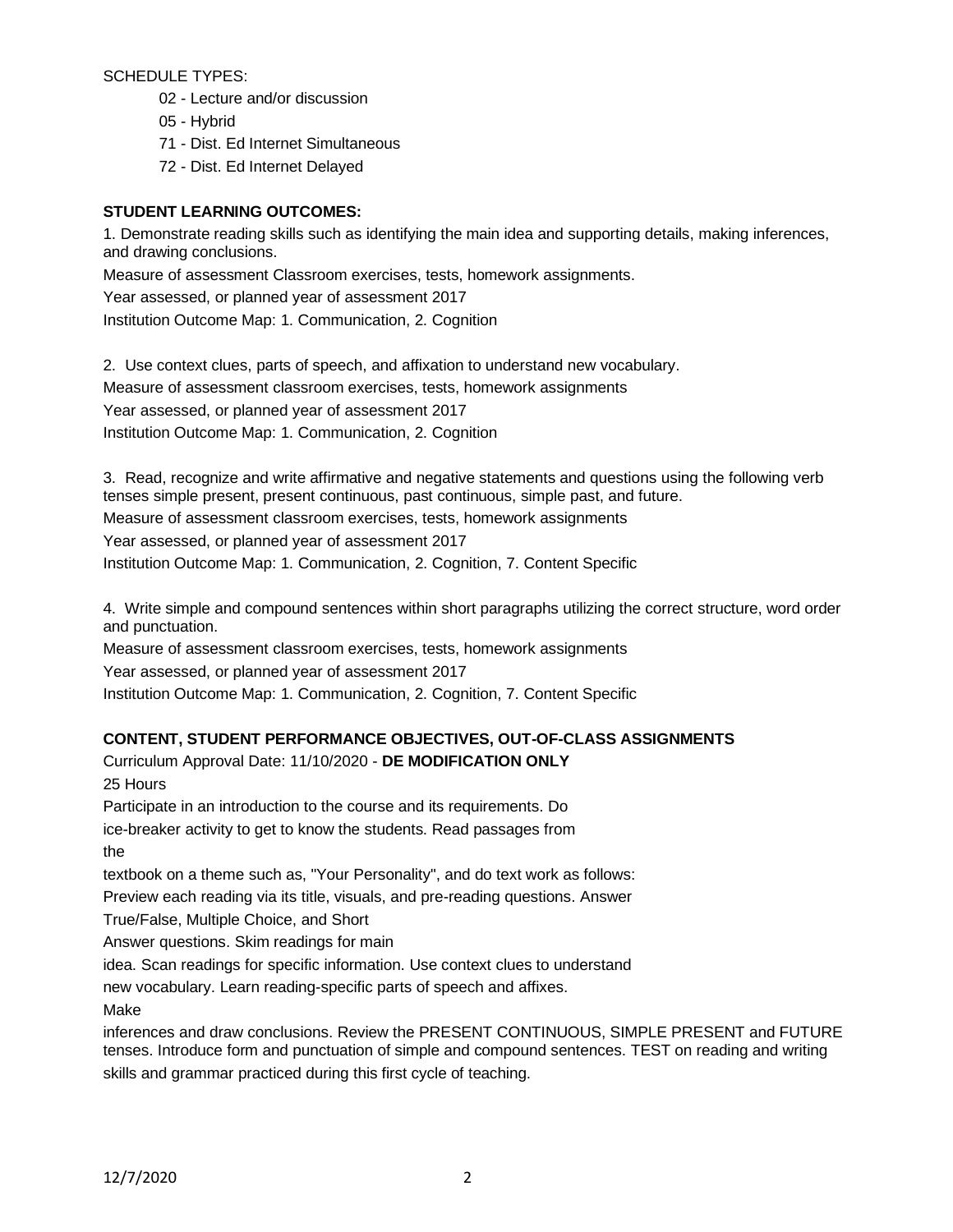SCHEDULE TYPES:

- 02 - Lecture and/or discussion
- 05 - Hybrid
- 71 - Dist. Ed Internet Simultaneous
- 72 - Dist. Ed Internet Delayed

**STUDENT LEARNING OUTCOMES:**

1. Demonstrate reading skills such as identifying the main idea and supporting details, making inferences, and drawing conclusions.

Measure of assessment Classroom exercises, tests, homework assignments.

Year assessed, or planned year of assessment 2017

Institution Outcome Map: 1. Communication, 2. Cognition

2. Use context clues, parts of speech, and affixation to understand new vocabulary.

Measure of assessment classroom exercises, tests, homework assignments

Year assessed, or planned year of assessment 2017

Institution Outcome Map: 1. Communication, 2. Cognition

3. Read, recognize and write affirmative and negative statements and questions using the following verb tenses simple present, present continuous, past continuous, simple past, and future.

Measure of assessment classroom exercises, tests, homework assignments

Year assessed, or planned year of assessment 2017

Institution Outcome Map: 1. Communication, 2. Cognition, 7. Content Specific

4. Write simple and compound sentences within short paragraphs utilizing the correct structure, word order and punctuation.

Measure of assessment classroom exercises, tests, homework assignments

Year assessed, or planned year of assessment 2017

Institution Outcome Map: 1. Communication, 2. Cognition, 7. Content Specific

**CONTENT, STUDENT PERFORMANCE OBJECTIVES, OUT-OF-CLASS ASSIGNMENTS**

Curriculum Approval Date: 11/10/2020 - **DE MODIFICATION ONLY**

25 Hours

Participate in an introduction to the course and its requirements. Do ice-breaker activity to get to know the students. Read passages from the textbook on a theme such as, "Your Personality", and do text work as follows: Preview each reading via its title, visuals, and pre-reading questions. Answer True/False, Multiple Choice, and Short Answer questions. Skim readings for main idea. Scan readings for specific information. Use context clues to understand new vocabulary. Learn reading-specific parts of speech and affixes. Make inferences and draw conclusions. Review the PRESENT CONTINUOUS, SIMPLE PRESENT and FUTURE tenses. Introduce form and punctuation of simple and compound sentences. TEST on reading and writing skills and grammar practiced during this first cycle of teaching.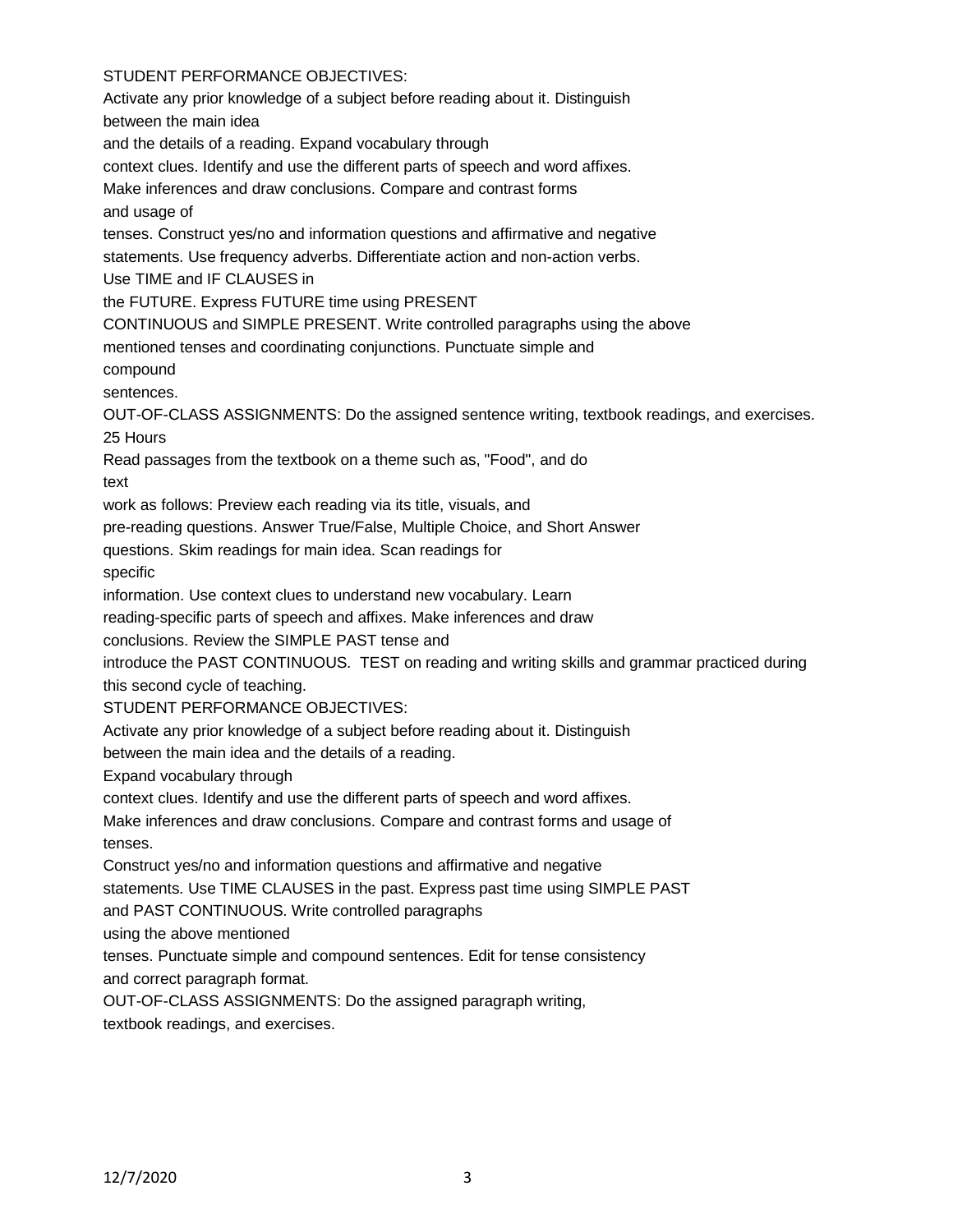STUDENT PERFORMANCE OBJECTIVES:

Activate any prior knowledge of a subject before reading about it. Distinguish between the main idea and the details of a reading. Expand vocabulary through context clues. Identify and use the different parts of speech and word affixes. Make inferences and draw conclusions. Compare and contrast forms and usage of tenses. Construct yes/no and information questions and affirmative and negative statements. Use frequency adverbs. Differentiate action and non-action verbs. Use TIME and IF CLAUSES in the FUTURE. Express FUTURE time using PRESENT CONTINUOUS and SIMPLE PRESENT. Write controlled paragraphs using the above mentioned tenses and coordinating conjunctions. Punctuate simple and compound sentences.

OUT-OF-CLASS ASSIGNMENTS: Do the assigned sentence writing, textbook readings, and exercises.

25 Hours

Read passages from the textbook on a theme such as, "Food", and do text work as follows: Preview each reading via its title, visuals, and pre-reading questions. Answer True/False, Multiple Choice, and Short Answer questions. Skim readings for main idea. Scan readings for specific information. Use context clues to understand new vocabulary. Learn reading-specific parts of speech and affixes. Make inferences and draw conclusions. Review the SIMPLE PAST tense and introduce the PAST CONTINUOUS. TEST on reading and writing skills and grammar practiced during this second cycle of teaching.

STUDENT PERFORMANCE OBJECTIVES:

Activate any prior knowledge of a subject before reading about it. Distinguish between the main idea and the details of a reading. Expand vocabulary through context clues. Identify and use the different parts of speech and word affixes. Make inferences and draw conclusions. Compare and contrast forms and usage of tenses. Construct yes/no and information questions and affirmative and negative statements. Use TIME CLAUSES in the past. Express past time using SIMPLE PAST and PAST CONTINUOUS. Write controlled paragraphs using the above mentioned tenses. Punctuate simple and compound sentences. Edit for tense consistency and correct paragraph format.

OUT-OF-CLASS ASSIGNMENTS: Do the assigned paragraph writing, textbook readings, and exercises.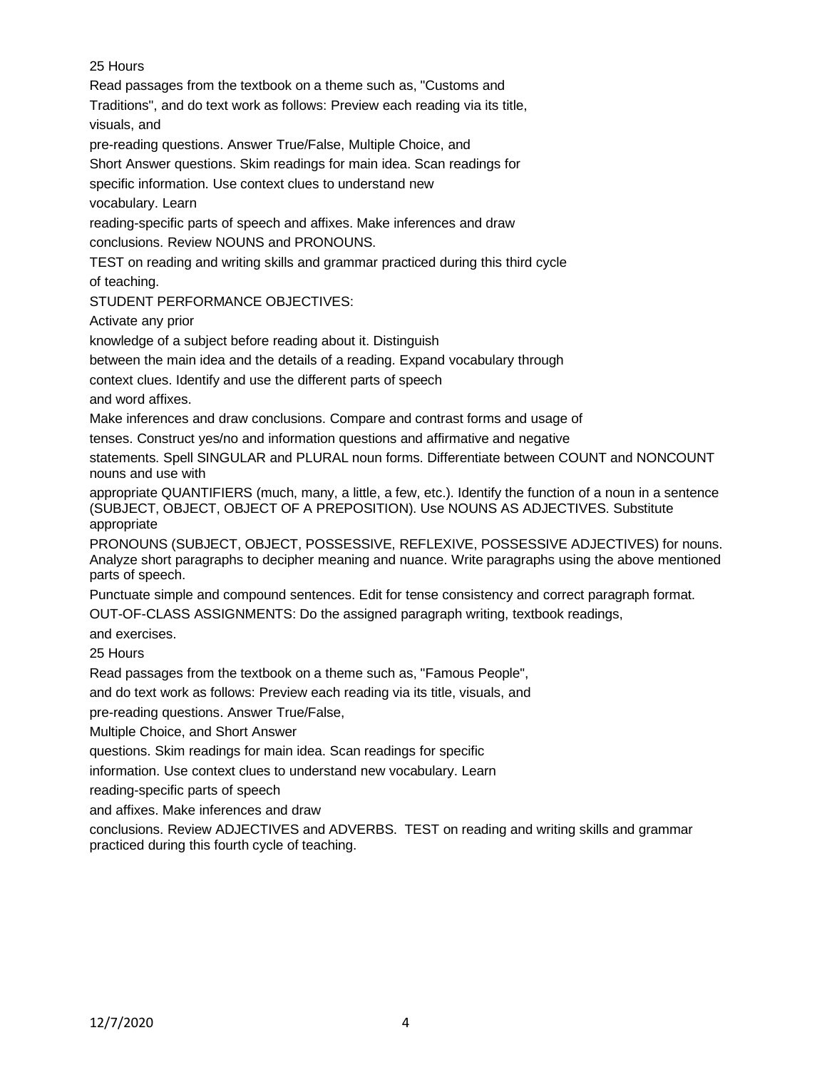25 Hours

Read passages from the textbook on a theme such as, "Customs and Traditions", and do text work as follows: Preview each reading via its title, visuals, and pre-reading questions. Answer True/False, Multiple Choice, and Short Answer questions. Skim readings for main idea. Scan readings for specific information. Use context clues to understand new vocabulary. Learn reading-specific parts of speech and affixes. Make inferences and draw conclusions. Review NOUNS and PRONOUNS.

TEST on reading and writing skills and grammar practiced during this third cycle of teaching.

STUDENT PERFORMANCE OBJECTIVES:

Activate any prior knowledge of a subject before reading about it. Distinguish between the main idea and the details of a reading. Expand vocabulary through context clues. Identify and use the different parts of speech and word affixes.

Make inferences and draw conclusions. Compare and contrast forms and usage of tenses. Construct yes/no and information questions and affirmative and negative statements. Spell SINGULAR and PLURAL noun forms. Differentiate between COUNT and NONCOUNT nouns and use with appropriate QUANTIFIERS (much, many, a little, a few, etc.). Identify the function of a noun in a sentence (SUBJECT, OBJECT, OBJECT OF A PREPOSITION). Use NOUNS AS ADJECTIVES. Substitute appropriate PRONOUNS (SUBJECT, OBJECT, POSSESSIVE, REFLEXIVE, POSSESSIVE ADJECTIVES) for nouns. Analyze short paragraphs to decipher meaning and nuance. Write paragraphs using the above mentioned parts of speech.

Punctuate simple and compound sentences. Edit for tense consistency and correct paragraph format.

OUT-OF-CLASS ASSIGNMENTS: Do the assigned paragraph writing, textbook readings, and exercises.

25 Hours

Read passages from the textbook on a theme such as, "Famous People", and do text work as follows: Preview each reading via its title, visuals, and pre-reading questions. Answer True/False, Multiple Choice, and Short Answer questions. Skim readings for main idea. Scan readings for specific information. Use context clues to understand new vocabulary. Learn reading-specific parts of speech and affixes. Make inferences and draw conclusions. Review ADJECTIVES and ADVERBS. TEST on reading and writing skills and grammar practiced during this fourth cycle of teaching.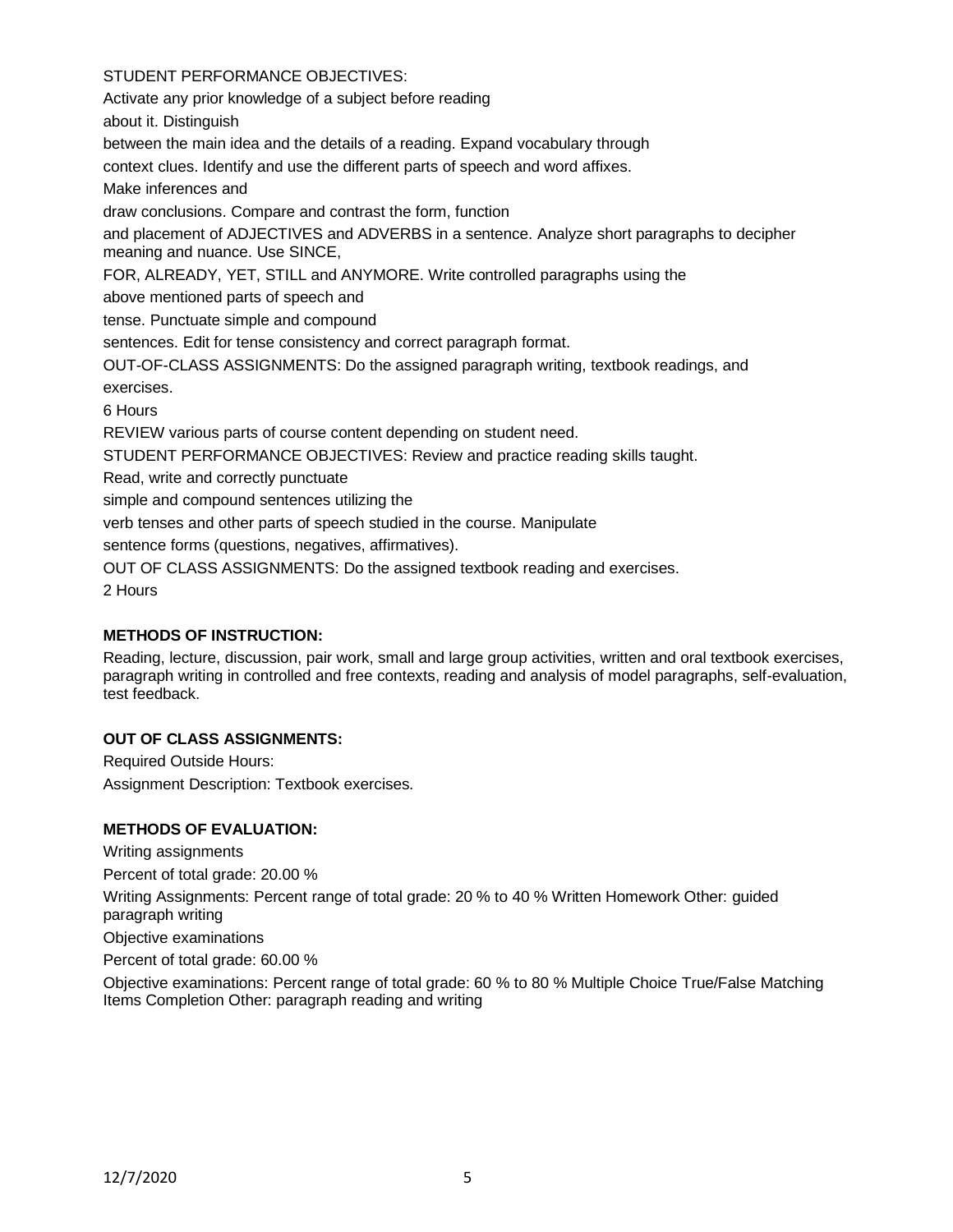STUDENT PERFORMANCE OBJECTIVES:

Activate any prior knowledge of a subject before reading about it. Distinguish between the main idea and the details of a reading. Expand vocabulary through context clues. Identify and use the different parts of speech and word affixes. Make inferences and draw conclusions. Compare and contrast the form, function and placement of ADJECTIVES and ADVERBS in a sentence. Analyze short paragraphs to decipher meaning and nuance. Use SINCE, FOR, ALREADY, YET, STILL and ANYMORE. Write controlled paragraphs using the above mentioned parts of speech and tense. Punctuate simple and compound sentences. Edit for tense consistency and correct paragraph format.

OUT-OF-CLASS ASSIGNMENTS: Do the assigned paragraph writing, textbook readings, and exercises.

6 Hours

REVIEW various parts of course content depending on student need.

STUDENT PERFORMANCE OBJECTIVES: Review and practice reading skills taught. Read, write and correctly punctuate simple and compound sentences utilizing the verb tenses and other parts of speech studied in the course. Manipulate sentence forms (questions, negatives, affirmatives).

OUT OF CLASS ASSIGNMENTS: Do the assigned textbook reading and exercises.

2 Hours

**METHODS OF INSTRUCTION:**

Reading, lecture, discussion, pair work, small and large group activities, written and oral textbook exercises, paragraph writing in controlled and free contexts, reading and analysis of model paragraphs, self-evaluation, test feedback.

**OUT OF CLASS ASSIGNMENTS:**

Required Outside Hours:

Assignment Description: Textbook exercises.

**METHODS OF EVALUATION:**

Writing assignments

Percent of total grade: 20.00 %

Writing Assignments: Percent range of total grade: 20 % to 40 % Written Homework Other: guided paragraph writing

Objective examinations

Percent of total grade: 60.00 %

Objective examinations: Percent range of total grade: 60 % to 80 % Multiple Choice True/False Matching Items Completion Other: paragraph reading and writing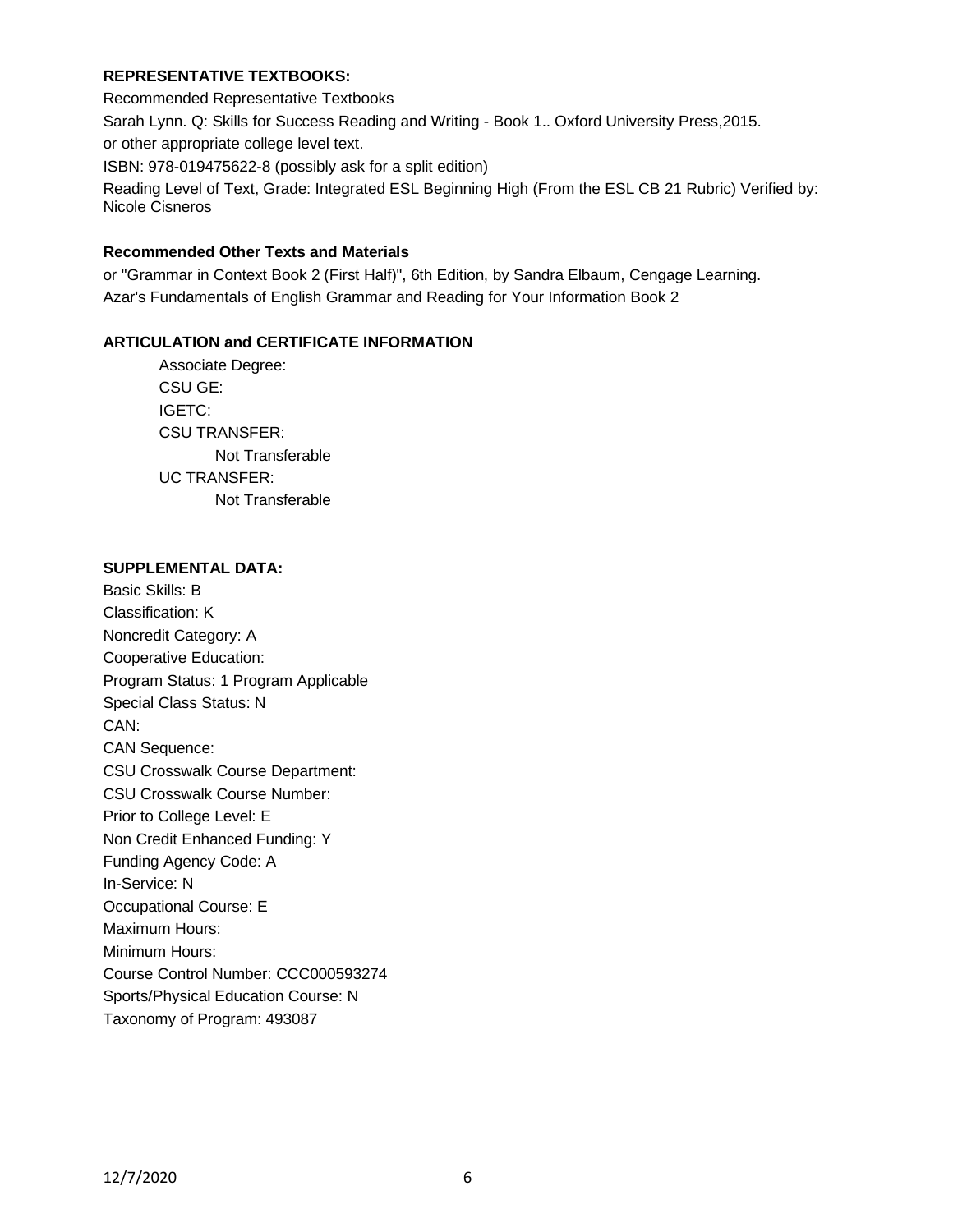**REPRESENTATIVE TEXTBOOKS:**

Recommended Representative Textbooks

Sarah Lynn. Q: Skills for Success Reading and Writing - Book 1.. Oxford University Press,2015.

or other appropriate college level text.

ISBN: 978-019475622-8 (possibly ask for a split edition)

Reading Level of Text, Grade: Integrated ESL Beginning High (From the ESL CB 21 Rubric) Verified by: Nicole Cisneros

**Recommended Other Texts and Materials**

or "Grammar in Context Book 2 (First Half)", 6th Edition, by Sandra Elbaum, Cengage Learning.
Azar's Fundamentals of English Grammar and Reading for Your Information Book 2

**ARTICULATION and CERTIFICATE INFORMATION**

Associate Degree:
CSU GE:
IGETC:
CSU TRANSFER:
Not Transferable
UC TRANSFER:
Not Transferable

**SUPPLEMENTAL DATA:**

Basic Skills: B
Classification: K
Noncredit Category: A
Cooperative Education:
Program Status: 1 Program Applicable
Special Class Status: N
CAN:
CAN Sequence:
CSU Crosswalk Course Department:
CSU Crosswalk Course Number:
Prior to College Level: E
Non Credit Enhanced Funding: Y
Funding Agency Code: A
In-Service: N
Occupational Course: E
Maximum Hours:
Minimum Hours:
Course Control Number: CCC000593274
Sports/Physical Education Course: N
Taxonomy of Program: 493087